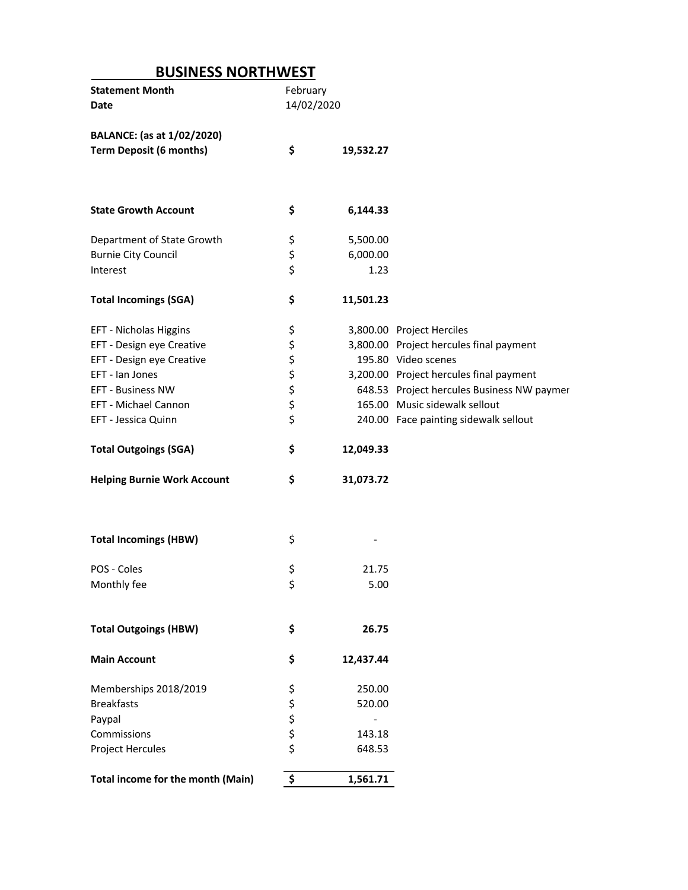# BUSINESS NORTHWEST

| | | | |
|---|---|---|---|
| **Statement Month** | February | | |
| **Date** | 14/02/2020 | | |
| | | | |
| **BALANCE: (as at 1/02/2020)** | | | |
| **Term Deposit (6 months)** | **$** | **19,532.27** | |
| | | | |
| **State Growth Account** | **$** | **6,144.33** | |
| | | | |
| Department of State Growth | $ | 5,500.00 | |
| Burnie City Council | $ | 6,000.00 | |
| Interest | $ | 1.23 | |
| | | | |
| **Total Incomings (SGA)** | **$** | **11,501.23** | |
| | | | |
| EFT - Nicholas Higgins | $ | 3,800.00 | Project Herciles |
| EFT - Design eye Creative | $ | 3,800.00 | Project hercules final payment |
| EFT - Design eye Creative | $ | 195.80 | Video scenes |
| EFT - Ian Jones | $ | 3,200.00 | Project hercules final payment |
| EFT - Business NW | $ | 648.53 | Project hercules Business NW paymer |
| EFT - Michael Cannon | $ | 165.00 | Music sidewalk sellout |
| EFT - Jessica Quinn | $ | 240.00 | Face painting sidewalk sellout |
| | | | |
| **Total Outgoings (SGA)** | **$** | **12,049.33** | |
| | | | |
| **Helping Burnie Work Account** | **$** | **31,073.72** | |
| | | | |
| **Total Incomings (HBW)** | $ | - | |
| | | | |
| POS - Coles | $ | 21.75 | |
| Monthly fee | $ | 5.00 | |
| | | | |
| **Total Outgoings (HBW)** | **$** | **26.75** | |
| | | | |
| **Main Account** | **$** | **12,437.44** | |
| | | | |
| Memberships 2018/2019 | $ | 250.00 | |
| Breakfasts | $ | 520.00 | |
| Paypal | $ | - | |
| Commissions | $ | 143.18 | |
| Project Hercules | $ | 648.53 | |
| | | | |
| **Total income for the month (Main)** | **$** | **1,561.71** | |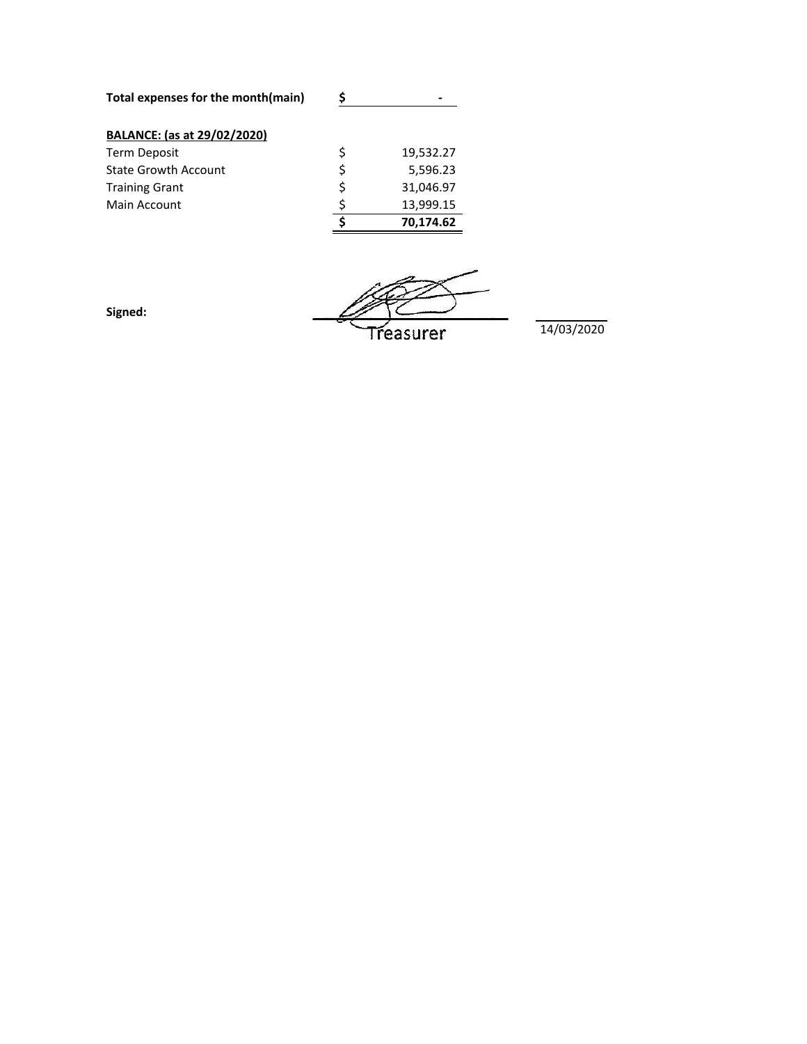| | | |
|---|---|---|
| **Total expenses for the month(main)** | **$** | **-** |

**BALANCE: (as at 29/02/2020)**

| | | |
|---|---|---|
| Term Deposit | $ | 19,532.27 |
| State Growth Account | $ | 5,596.23 |
| Training Grant | $ | 31,046.97 |
| Main Account | $ | 13,999.15 |
| | **$** | **70,174.62** |

**Signed:** Treasurer 14/03/2020